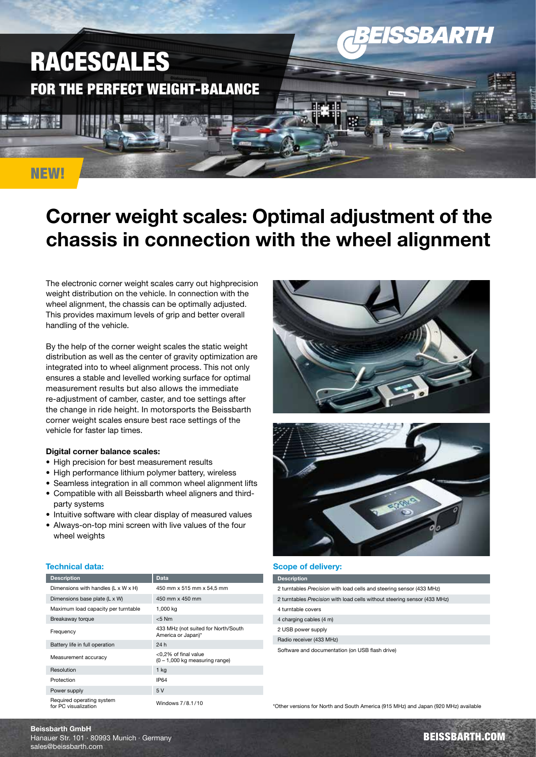# RACESCALES

## FOR THE PERFECT WEIGHT-BALANCE

NEW!

# Corner weight scales: Optimal adjustment of the chassis in connection with the wheel alignment

The electronic corner weight scales carry out highprecision weight distribution on the vehicle. In connection with the wheel alignment, the chassis can be optimally adjusted. This provides maximum levels of grip and better overall handling of the vehicle.

By the help of the corner weight scales the static weight distribution as well as the center of gravity optimization are integrated into to wheel alignment process. This not only ensures a stable and levelled working surface for optimal measurement results but also allows the immediate re-adjustment of camber, caster, and toe settings after the change in ride height. In motorsports the Beissbarth corner weight scales ensure best race settings of the vehicle for faster lap times.

**Digital corner balance scales:**

- High precision for best measurement results
- High performance lithium polymer battery, wireless
- Seamless integration in all common wheel alignment lifts
- Compatible with all Beissbarth wheel aligners and third-party systems
- Intuitive software with clear display of measured values
- Always-on-top mini screen with live values of the four wheel weights

### Technical data:

| Description | Data |
|---|---|
| Dimensions with handles (L x W x H) | 450 mm x 515 mm x 54,5 mm |
| Dimensions base plate (L x W) | 450 mm x 450 mm |
| Maximum load capacity per turntable | 1,000 kg |
| Breakaway torque | <5 Nm |
| Frequency | 433 MHz (not suited for North/South America or Japan)* |
| Battery life in full operation | 24 h |
| Measurement accuracy | <0,2% of final value (0 – 1,000 kg measuring range) |
| Resolution | 1 kg |
| Protection | IP64 |
| Power supply | 5 V |
| Required operating system for PC visualization | Windows 7 / 8.1 / 10 |

### Scope of delivery:

| Description |
|---|
| 2 turntables *Precision* with load cells and steering sensor (433 MHz) |
| 2 turntables *Precision* with load cells without steering sensor (433 MHz) |
| 4 turntable covers |
| 4 charging cables (4 m) |
| 2 USB power supply |
| Radio receiver (433 MHz) |
| Software and documentation (on USB flash drive) |

*Other versions for North and South America (915 MHz) and Japan (920 MHz) available

**Beissbarth GmbH**
Hanauer Str. 101 · 80993 Munich · Germany
sales@beissbarth.com

BEISSBARTH.COM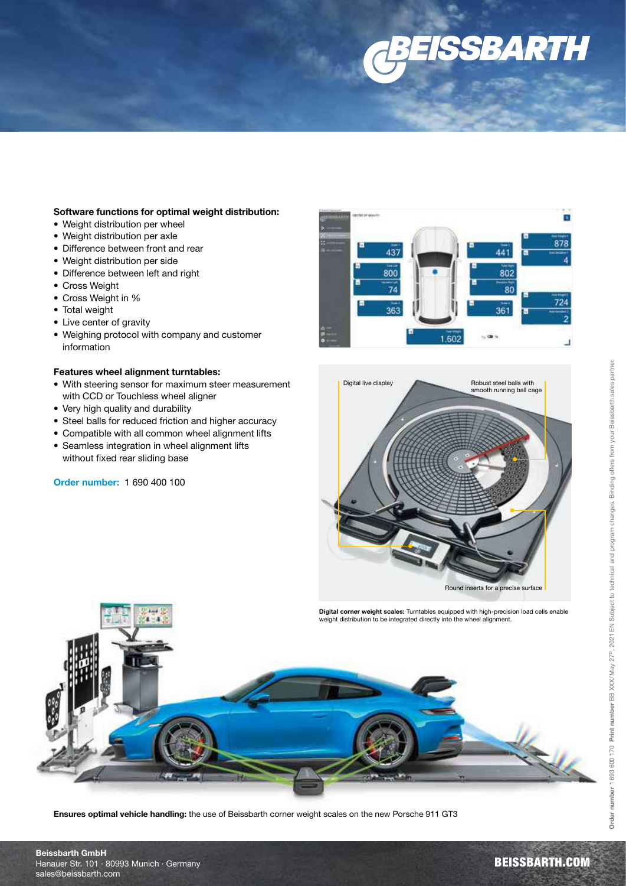## Software functions for optimal weight distribution:

- Weight distribution per wheel
- Weight distribution per axle
- Difference between front and rear
- Weight distribution per side
- Difference between left and right
- Cross Weight
- Cross Weight in %
- Total weight
- Live center of gravity
- Weighing protocol with company and customer information

## Features wheel alignment turntables:

- With steering sensor for maximum steer measurement with CCD or Touchless wheel aligner
- Very high quality and durability
- Steel balls for reduced friction and higher accuracy
- Compatible with all common wheel alignment lifts
- Seamless integration in wheel alignment lifts without fixed rear sliding base

**Order number:** 1 690 400 100

Digital live display

Robust steel balls with smooth running ball cage

Round inserts for a precise surface

**Digital corner weight scales:** Turntables equipped with high-precision load cells enable weight distribution to be integrated directly into the wheel alignment.

**Ensures optimal vehicle handling:** the use of Beissbarth corner weight scales on the new Porsche 911 GT3

**Beissbarth GmbH**
Hanauer Str. 101 · 80993 Munich · Germany
sales@beissbarth.com

BEISSBARTH.COM

**Order number** 1 693 600 170 **Print number** BB XXX/May 27th, 2021 EN Subject to technical and program changes. Binding offers from your Beissbarth sales partner.